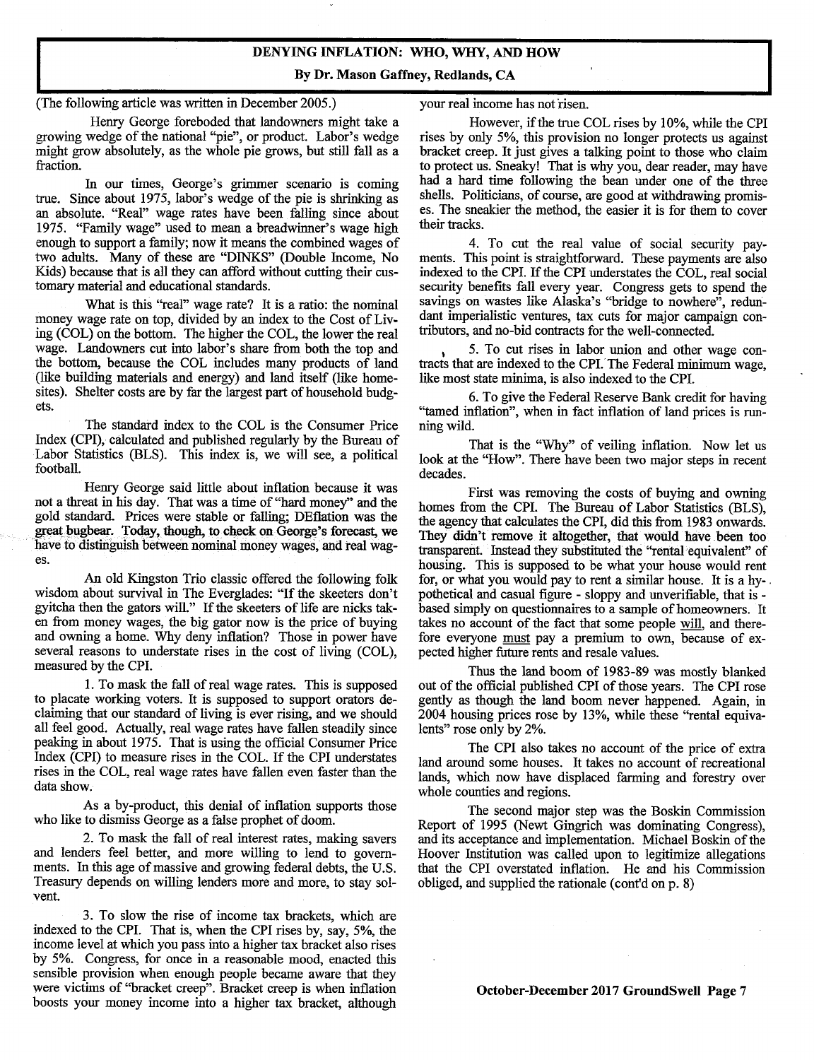# DENYING INFLATION: WHO, WHY, AND HOW

**By Dr. Mason Gaffney, Redlands, CA**

(The following article was written in December 2005.)

Henry George foreboded that landowners might take a growing wedge of the national "pie", or product. Labor's wedge might grow absolutely, as the whole pie grows, but still fall as a fraction.

In our times, George's grimmer scenario is coming true. Since about 1975, labor's wedge of the pie is shrinking as an absolute. "Real" wage rates have been falling since about 1975. "Family wage" used to mean a breadwinner's wage high enough to support a family; now it means the combined wages of two adults. Many of these are "DINKS" (Double Income, No Kids) because that is all they can afford without cutting their customary material and educational standards.

What is this "real" wage rate? It is a ratio: the nominal money wage rate on top, divided by an index to the Cost of Living (COL) on the bottom. The higher the COL, the lower the real wage. Landowners cut into labor's share from both the top and the bottom, because the COL includes many products of land (like building materials and energy) and land itself (like homesites). Shelter costs are by far the largest part of household budgets.

The standard index to the COL is the Consumer Price Index (CPI), calculated and published regularly by the Bureau of Labor Statistics (BLS). This index is, we will see, a political football.

Henry George said little about inflation because it was not a threat in his day. That was a time of "hard money" and the gold standard. Prices were stable or falling; DEflation was the great bugbear. Today, though, to check on George's forecast, we have to distinguish between nominal money wages, and real wages.

An old Kingston Trio classic offered the following folk wisdom about survival in The Everglades: "If the skeeters don't gyitcha then the gators will." If the skeeters of life are nicks taken from money wages, the big gator now is the price of buying and owning a home. Why deny inflation? Those in power have several reasons to understate rises in the cost of living (COL), measured by the CPI.

1. To mask the fall of real wage rates. This is supposed to placate working voters. It is supposed to support orators declaiming that our standard of living is ever rising, and we should all feel good. Actually, real wage rates have fallen steadily since peaking in about 1975. That is using the official Consumer Price Index (CPI) to measure rises in the COL. If the CPI understates rises in the COL, real wage rates have fallen even faster than the data show.

As a by-product, this denial of inflation supports those who like to dismiss George as a false prophet of doom.

2. To mask the fall of real interest rates, making savers and lenders feel better, and more willing to lend to governments. In this age of massive and growing federal debts, the U.S. Treasury depends on willing lenders more and more, to stay solvent.

3. To slow the rise of income tax brackets, which are indexed to the CPI. That is, when the CPI rises by, say, 5%, the income level at which you pass into a higher tax bracket also rises by 5%. Congress, for once in a reasonable mood, enacted this sensible provision when enough people became aware that they were victims of "bracket creep". Bracket creep is when inflation boosts your money income into a higher tax bracket, although your real income has not risen.

However, if the true COL rises by 10%, while the CPI rises by only 5%, this provision no longer protects us against bracket creep. It just gives a talking point to those who claim to protect us. Sneaky! That is why you, dear reader, may have had a hard time following the bean under one of the three shells. Politicians, of course, are good at withdrawing promises. The sneakier the method, the easier it is for them to cover their tracks.

4. To cut the real value of social security payments. This point is straightforward. These payments are also indexed to the CPI. If the CPI understates the COL, real social security benefits fall every year. Congress gets to spend the savings on wastes like Alaska's "bridge to nowhere", redundant imperialistic ventures, tax cuts for major campaign contributors, and no-bid contracts for the well-connected.

5. To cut rises in labor union and other wage contracts that are indexed to the CPI. The Federal minimum wage, like most state minima, is also indexed to the CPI.

6. To give the Federal Reserve Bank credit for having "tamed inflation", when in fact inflation of land prices is running wild.

That is the "Why" of veiling inflation. Now let us look at the "How". There have been two major steps in recent decades.

First was removing the costs of buying and owning homes from the CPI. The Bureau of Labor Statistics (BLS), the agency that calculates the CPI, did this from 1983 onwards. They didn't remove it altogether, that would have been too transparent. Instead they substituted the "rental equivalent" of housing. This is supposed to be what your house would rent for, or what you would pay to rent a similar house. It is a hypothetical and casual figure - sloppy and unverifiable, that is - based simply on questionnaires to a sample of homeowners. It takes no account of the fact that some people will, and therefore everyone must pay a premium to own, because of expected higher future rents and resale values.

Thus the land boom of 1983-89 was mostly blanked out of the official published CPI of those years. The CPI rose gently as though the land boom never happened. Again, in 2004 housing prices rose by 13%, while these "rental equivalents" rose only by 2%.

The CPI also takes no account of the price of extra land around some houses. It takes no account of recreational lands, which now have displaced farming and forestry over whole counties and regions.

The second major step was the Boskin Commission Report of 1995 (Newt Gingrich was dominating Congress), and its acceptance and implementation. Michael Boskin of the Hoover Institution was called upon to legitimize allegations that the CPI overstated inflation. He and his Commission obliged, and supplied the rationale (cont'd on p. 8)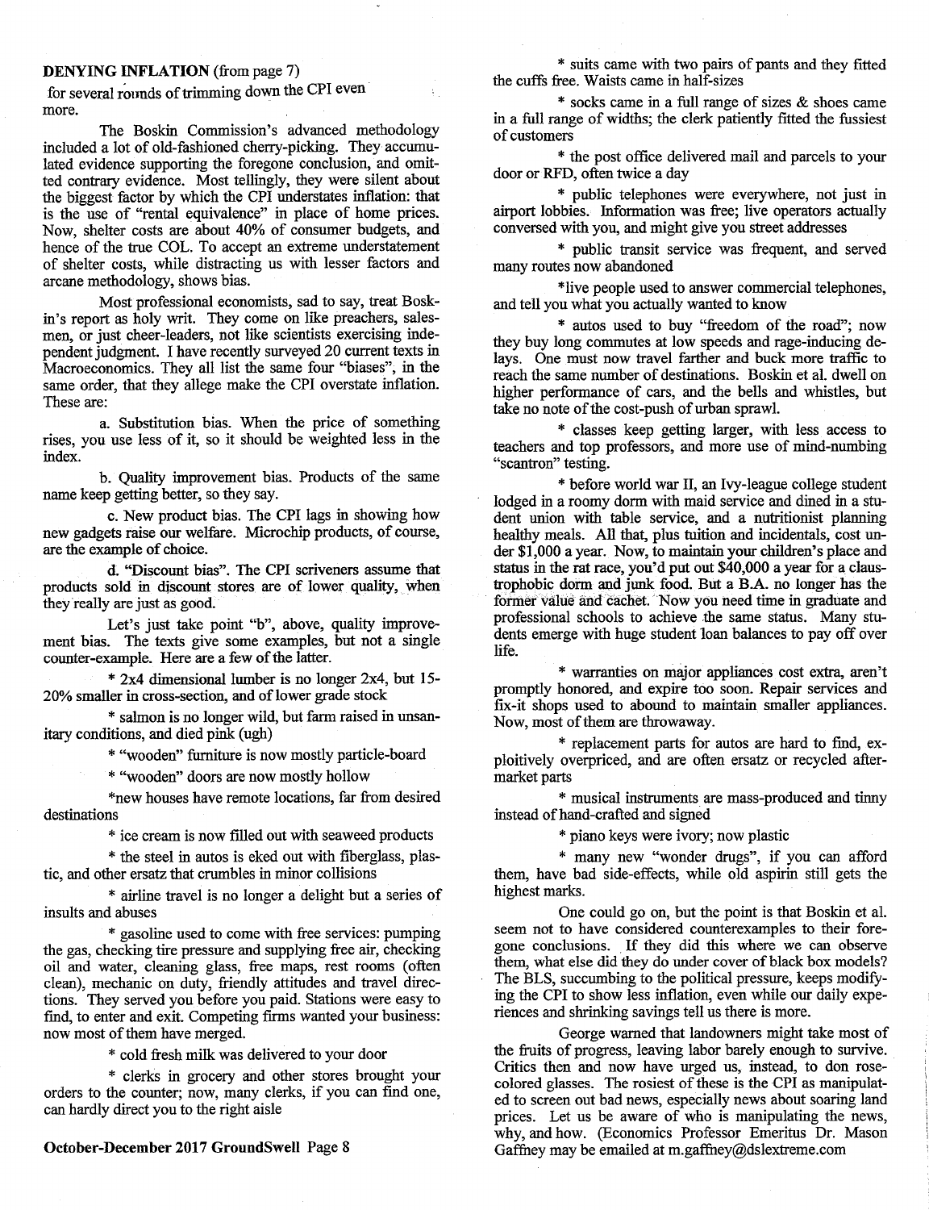**DENYING INFLATION** (from page 7)

for several rounds of trimming down the CPI even more.

The Boskin Commission's advanced methodology included a lot of old-fashioned cherry-picking. They accumulated evidence supporting the foregone conclusion, and omitted contrary evidence. Most tellingly, they were silent about the biggest factor by which the CPI understates inflation: that is the use of "rental equivalence" in place of home prices. Now, shelter costs are about 40% of consumer budgets, and hence of the true COL. To accept an extreme understatement of shelter costs, while distracting us with lesser factors and arcane methodology, shows bias.

Most professional economists, sad to say, treat Boskin's report as holy writ. They come on like preachers, salesmen, or just cheer-leaders, not like scientists exercising independent judgment. I have recently surveyed 20 current texts in Macroeconomics. They all list the same four "biases", in the same order, that they allege make the CPI overstate inflation. These are:

a. Substitution bias. When the price of something rises, you use less of it, so it should be weighted less in the index.

b. Quality improvement bias. Products of the same name keep getting better, so they say.

c. New product bias. The CPI lags in showing how new gadgets raise our welfare. Microchip products, of course, are the example of choice.

d. "Discount bias". The CPI scriveners assume that products sold in discount stores are of lower quality, when they really are just as good.

Let's just take point "b", above, quality improvement bias. The texts give some examples, but not a single counter-example. Here are a few of the latter.

* 2x4 dimensional lumber is no longer 2x4, but 15-20% smaller in cross-section, and of lower grade stock

* salmon is no longer wild, but farm raised in unsanitary conditions, and died pink (ugh)

* "wooden" furniture is now mostly particle-board

* "wooden" doors are now mostly hollow

*new houses have remote locations, far from desired destinations

* ice cream is now filled out with seaweed products

* the steel in autos is eked out with fiberglass, plastic, and other ersatz that crumbles in minor collisions

* airline travel is no longer a delight but a series of insults and abuses

* gasoline used to come with free services: pumping the gas, checking tire pressure and supplying free air, checking oil and water, cleaning glass, free maps, rest rooms (often clean), mechanic on duty, friendly attitudes and travel directions. They served you before you paid. Stations were easy to find, to enter and exit. Competing firms wanted your business: now most of them have merged.

* cold fresh milk was delivered to your door

* clerks in grocery and other stores brought your orders to the counter; now, many clerks, if you can find one, can hardly direct you to the right aisle

* suits came with two pairs of pants and they fitted the cuffs free. Waists came in half-sizes

* socks came in a full range of sizes & shoes came in a full range of widths; the clerk patiently fitted the fussiest of customers

* the post office delivered mail and parcels to your door or RFD, often twice a day

* public telephones were everywhere, not just in airport lobbies. Information was free; live operators actually conversed with you, and might give you street addresses

* public transit service was frequent, and served many routes now abandoned

*live people used to answer commercial telephones, and tell you what you actually wanted to know

* autos used to buy "freedom of the road"; now they buy long commutes at low speeds and rage-inducing delays. One must now travel farther and buck more traffic to reach the same number of destinations. Boskin et al. dwell on higher performance of cars, and the bells and whistles, but take no note of the cost-push of urban sprawl.

* classes keep getting larger, with less access to teachers and top professors, and more use of mind-numbing "scantron" testing.

* before world war II, an Ivy-league college student lodged in a roomy dorm with maid service and dined in a student union with table service, and a nutritionist planning healthy meals. All that, plus tuition and incidentals, cost under $1,000 a year. Now, to maintain your children's place and status in the rat race, you'd put out $40,000 a year for a claustrophobic dorm and junk food. But a B.A. no longer has the former value and cachet. Now you need time in graduate and professional schools to achieve the same status. Many students emerge with huge student loan balances to pay off over life.

* warranties on major appliances cost extra, aren't promptly honored, and expire too soon. Repair services and fix-it shops used to abound to maintain smaller appliances. Now, most of them are throwaway.

* replacement parts for autos are hard to find, exploitively overpriced, and are often ersatz or recycled aftermarket parts

* musical instruments are mass-produced and tinny instead of hand-crafted and signed

* piano keys were ivory; now plastic

* many new "wonder drugs", if you can afford them, have bad side-effects, while old aspirin still gets the highest marks.

One could go on, but the point is that Boskin et al. seem not to have considered counterexamples to their foregone conclusions. If they did this where we can observe them, what else did they do under cover of black box models? The BLS, succumbing to the political pressure, keeps modifying the CPI to show less inflation, even while our daily experiences and shrinking savings tell us there is more.

George warned that landowners might take most of the fruits of progress, leaving labor barely enough to survive. Critics then and now have urged us, instead, to don rose-colored glasses. The rosiest of these is the CPI as manipulated to screen out bad news, especially news about soaring land prices. Let us be aware of who is manipulating the news, why, and how. (Economics Professor Emeritus Dr. Mason Gaffney may be emailed at m.gaffney@dslextreme.com